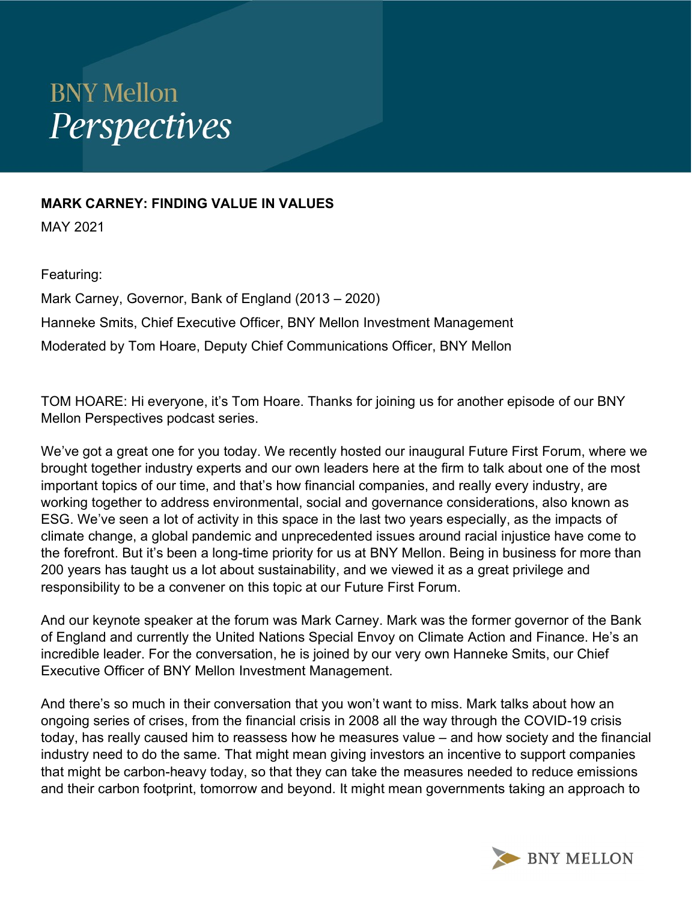# BNY Mellon *Perspectives*

**MARK CARNEY: FINDING VALUE IN VALUES**

MAY 2021

Featuring:

Mark Carney, Governor, Bank of England (2013 – 2020)

Hanneke Smits, Chief Executive Officer, BNY Mellon Investment Management

Moderated by Tom Hoare, Deputy Chief Communications Officer, BNY Mellon

TOM HOARE: Hi everyone, it's Tom Hoare. Thanks for joining us for another episode of our BNY Mellon Perspectives podcast series.

We've got a great one for you today. We recently hosted our inaugural Future First Forum, where we brought together industry experts and our own leaders here at the firm to talk about one of the most important topics of our time, and that's how financial companies, and really every industry, are working together to address environmental, social and governance considerations, also known as ESG. We've seen a lot of activity in this space in the last two years especially, as the impacts of climate change, a global pandemic and unprecedented issues around racial injustice have come to the forefront. But it's been a long-time priority for us at BNY Mellon. Being in business for more than 200 years has taught us a lot about sustainability, and we viewed it as a great privilege and responsibility to be a convener on this topic at our Future First Forum.

And our keynote speaker at the forum was Mark Carney. Mark was the former governor of the Bank of England and currently the United Nations Special Envoy on Climate Action and Finance. He's an incredible leader. For the conversation, he is joined by our very own Hanneke Smits, our Chief Executive Officer of BNY Mellon Investment Management.

And there's so much in their conversation that you won't want to miss. Mark talks about how an ongoing series of crises, from the financial crisis in 2008 all the way through the COVID-19 crisis today, has really caused him to reassess how he measures value – and how society and the financial industry need to do the same. That might mean giving investors an incentive to support companies that might be carbon-heavy today, so that they can take the measures needed to reduce emissions and their carbon footprint, tomorrow and beyond. It might mean governments taking an approach to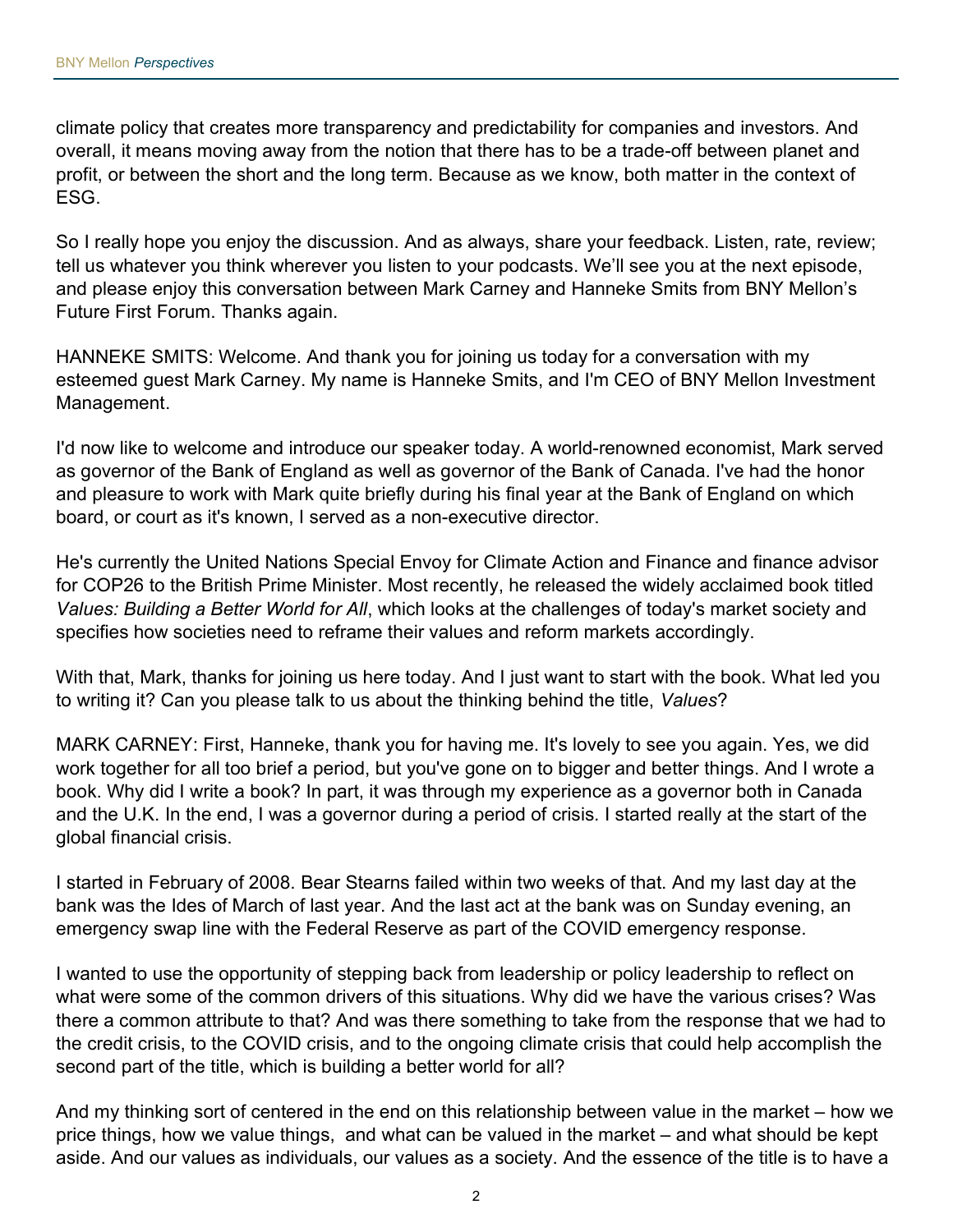climate policy that creates more transparency and predictability for companies and investors. And overall, it means moving away from the notion that there has to be a trade-off between planet and profit, or between the short and the long term. Because as we know, both matter in the context of ESG.

So I really hope you enjoy the discussion. And as always, share your feedback. Listen, rate, review; tell us whatever you think wherever you listen to your podcasts. We'll see you at the next episode, and please enjoy this conversation between Mark Carney and Hanneke Smits from BNY Mellon's Future First Forum. Thanks again.

HANNEKE SMITS: Welcome. And thank you for joining us today for a conversation with my esteemed guest Mark Carney. My name is Hanneke Smits, and I'm CEO of BNY Mellon Investment Management.

I'd now like to welcome and introduce our speaker today. A world-renowned economist, Mark served as governor of the Bank of England as well as governor of the Bank of Canada. I've had the honor and pleasure to work with Mark quite briefly during his final year at the Bank of England on which board, or court as it's known, I served as a non-executive director.

He's currently the United Nations Special Envoy for Climate Action and Finance and finance advisor for COP26 to the British Prime Minister. Most recently, he released the widely acclaimed book titled *Values: Building a Better World for All*, which looks at the challenges of today's market society and specifies how societies need to reframe their values and reform markets accordingly.

With that, Mark, thanks for joining us here today. And I just want to start with the book. What led you to writing it? Can you please talk to us about the thinking behind the title, *Values*?

MARK CARNEY: First, Hanneke, thank you for having me. It's lovely to see you again. Yes, we did work together for all too brief a period, but you've gone on to bigger and better things. And I wrote a book. Why did I write a book? In part, it was through my experience as a governor both in Canada and the U.K. In the end, I was a governor during a period of crisis. I started really at the start of the global financial crisis.

I started in February of 2008. Bear Stearns failed within two weeks of that. And my last day at the bank was the Ides of March of last year. And the last act at the bank was on Sunday evening, an emergency swap line with the Federal Reserve as part of the COVID emergency response.

I wanted to use the opportunity of stepping back from leadership or policy leadership to reflect on what were some of the common drivers of this situations. Why did we have the various crises? Was there a common attribute to that? And was there something to take from the response that we had to the credit crisis, to the COVID crisis, and to the ongoing climate crisis that could help accomplish the second part of the title, which is building a better world for all?

And my thinking sort of centered in the end on this relationship between value in the market – how we price things, how we value things, and what can be valued in the market – and what should be kept aside. And our values as individuals, our values as a society. And the essence of the title is to have a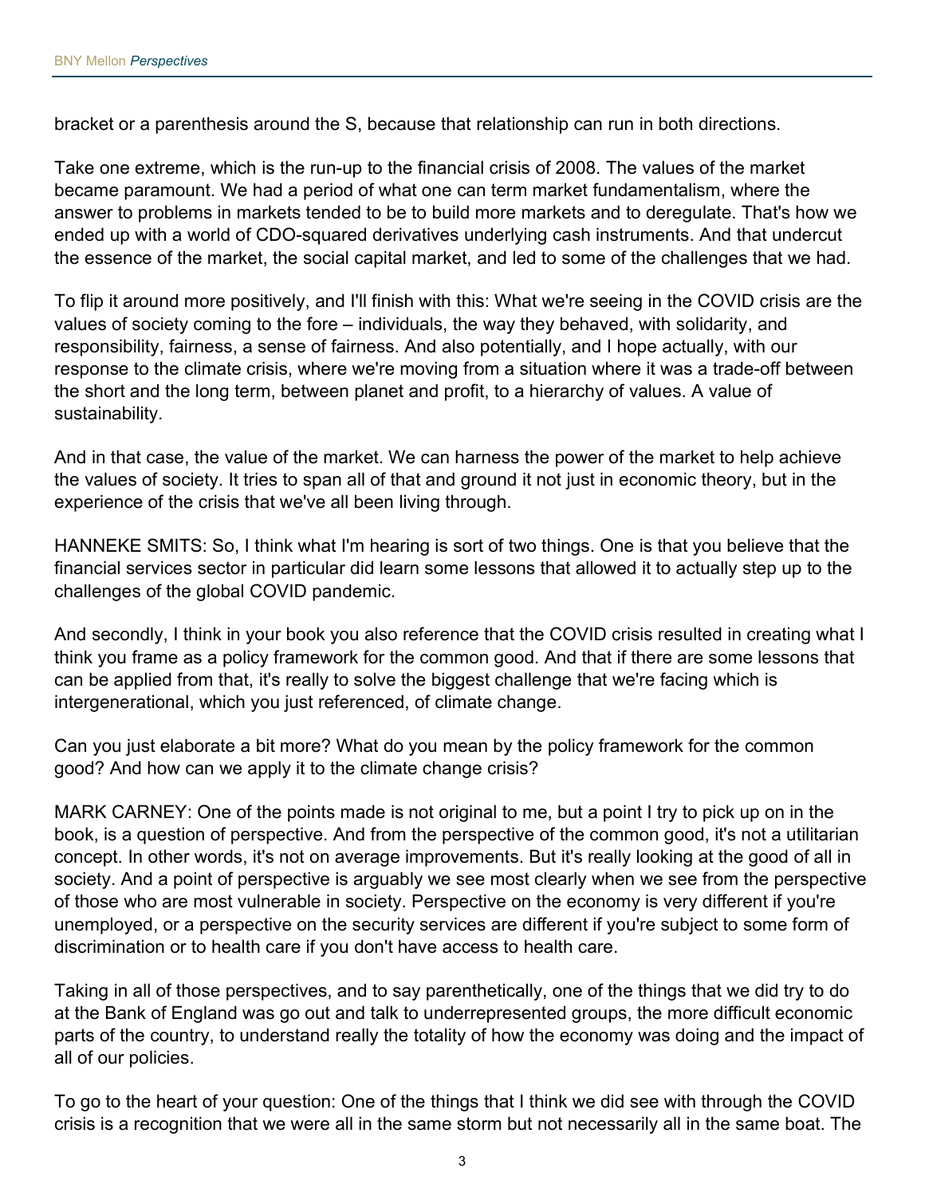bracket or a parenthesis around the S, because that relationship can run in both directions.

Take one extreme, which is the run-up to the financial crisis of 2008. The values of the market became paramount. We had a period of what one can term market fundamentalism, where the answer to problems in markets tended to be to build more markets and to deregulate. That's how we ended up with a world of CDO-squared derivatives underlying cash instruments. And that undercut the essence of the market, the social capital market, and led to some of the challenges that we had.

To flip it around more positively, and I'll finish with this: What we're seeing in the COVID crisis are the values of society coming to the fore – individuals, the way they behaved, with solidarity, and responsibility, fairness, a sense of fairness. And also potentially, and I hope actually, with our response to the climate crisis, where we're moving from a situation where it was a trade-off between the short and the long term, between planet and profit, to a hierarchy of values. A value of sustainability.

And in that case, the value of the market. We can harness the power of the market to help achieve the values of society. It tries to span all of that and ground it not just in economic theory, but in the experience of the crisis that we've all been living through.

HANNEKE SMITS: So, I think what I'm hearing is sort of two things. One is that you believe that the financial services sector in particular did learn some lessons that allowed it to actually step up to the challenges of the global COVID pandemic.

And secondly, I think in your book you also reference that the COVID crisis resulted in creating what I think you frame as a policy framework for the common good. And that if there are some lessons that can be applied from that, it's really to solve the biggest challenge that we're facing which is intergenerational, which you just referenced, of climate change.

Can you just elaborate a bit more? What do you mean by the policy framework for the common good? And how can we apply it to the climate change crisis?

MARK CARNEY: One of the points made is not original to me, but a point I try to pick up on in the book, is a question of perspective. And from the perspective of the common good, it's not a utilitarian concept. In other words, it's not on average improvements. But it's really looking at the good of all in society. And a point of perspective is arguably we see most clearly when we see from the perspective of those who are most vulnerable in society. Perspective on the economy is very different if you're unemployed, or a perspective on the security services are different if you're subject to some form of discrimination or to health care if you don't have access to health care.

Taking in all of those perspectives, and to say parenthetically, one of the things that we did try to do at the Bank of England was go out and talk to underrepresented groups, the more difficult economic parts of the country, to understand really the totality of how the economy was doing and the impact of all of our policies.

To go to the heart of your question: One of the things that I think we did see with through the COVID crisis is a recognition that we were all in the same storm but not necessarily all in the same boat. The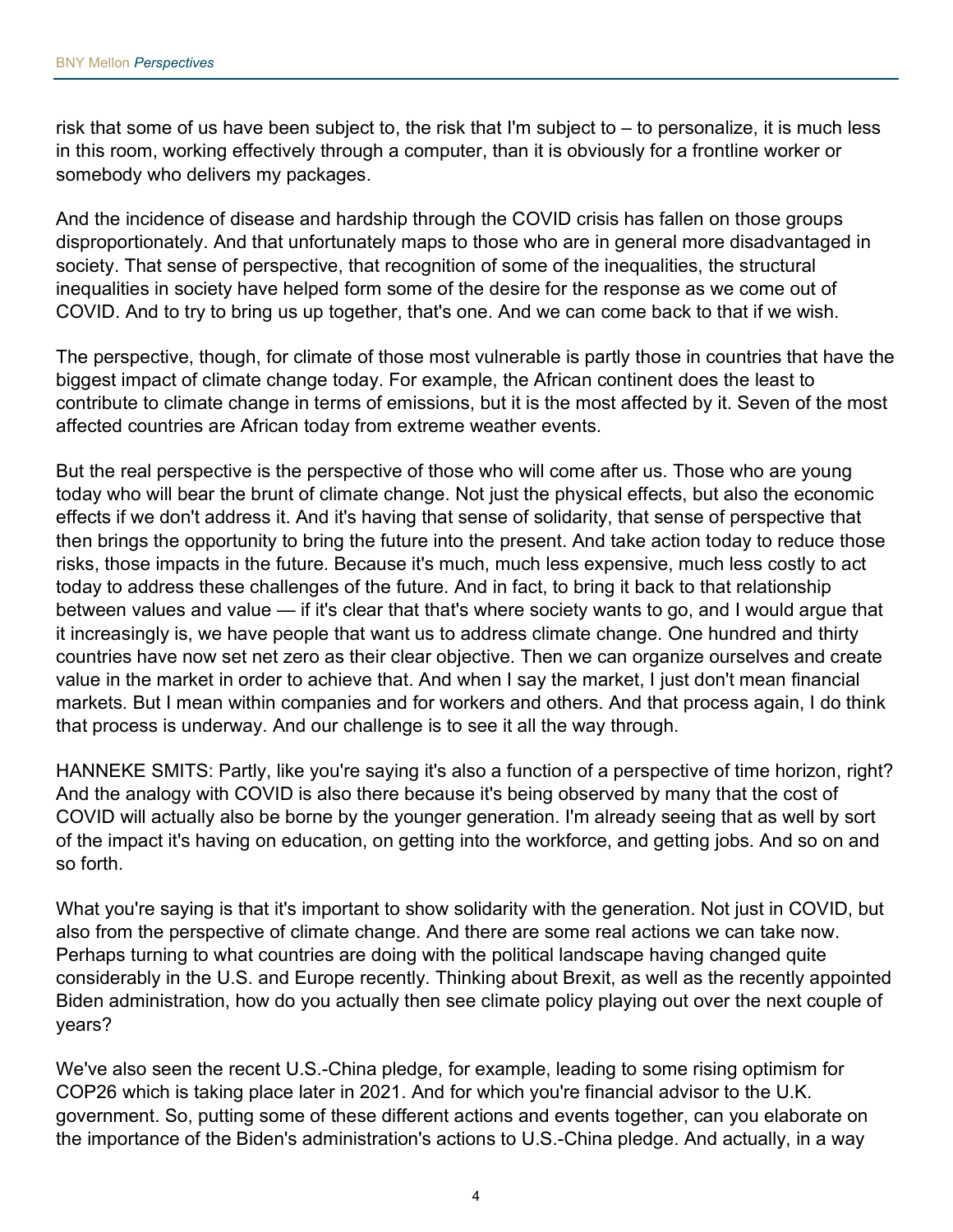risk that some of us have been subject to, the risk that I'm subject to – to personalize, it is much less in this room, working effectively through a computer, than it is obviously for a frontline worker or somebody who delivers my packages.

And the incidence of disease and hardship through the COVID crisis has fallen on those groups disproportionately. And that unfortunately maps to those who are in general more disadvantaged in society. That sense of perspective, that recognition of some of the inequalities, the structural inequalities in society have helped form some of the desire for the response as we come out of COVID. And to try to bring us up together, that's one. And we can come back to that if we wish.

The perspective, though, for climate of those most vulnerable is partly those in countries that have the biggest impact of climate change today. For example, the African continent does the least to contribute to climate change in terms of emissions, but it is the most affected by it. Seven of the most affected countries are African today from extreme weather events.

But the real perspective is the perspective of those who will come after us. Those who are young today who will bear the brunt of climate change. Not just the physical effects, but also the economic effects if we don't address it. And it's having that sense of solidarity, that sense of perspective that then brings the opportunity to bring the future into the present. And take action today to reduce those risks, those impacts in the future. Because it's much, much less expensive, much less costly to act today to address these challenges of the future. And in fact, to bring it back to that relationship between values and value — if it's clear that that's where society wants to go, and I would argue that it increasingly is, we have people that want us to address climate change. One hundred and thirty countries have now set net zero as their clear objective. Then we can organize ourselves and create value in the market in order to achieve that. And when I say the market, I just don't mean financial markets. But I mean within companies and for workers and others. And that process again, I do think that process is underway. And our challenge is to see it all the way through.

HANNEKE SMITS: Partly, like you're saying it's also a function of a perspective of time horizon, right? And the analogy with COVID is also there because it's being observed by many that the cost of COVID will actually also be borne by the younger generation. I'm already seeing that as well by sort of the impact it's having on education, on getting into the workforce, and getting jobs. And so on and so forth.

What you're saying is that it's important to show solidarity with the generation. Not just in COVID, but also from the perspective of climate change. And there are some real actions we can take now. Perhaps turning to what countries are doing with the political landscape having changed quite considerably in the U.S. and Europe recently. Thinking about Brexit, as well as the recently appointed Biden administration, how do you actually then see climate policy playing out over the next couple of years?

We've also seen the recent U.S.-China pledge, for example, leading to some rising optimism for COP26 which is taking place later in 2021. And for which you're financial advisor to the U.K. government. So, putting some of these different actions and events together, can you elaborate on the importance of the Biden's administration's actions to U.S.-China pledge. And actually, in a way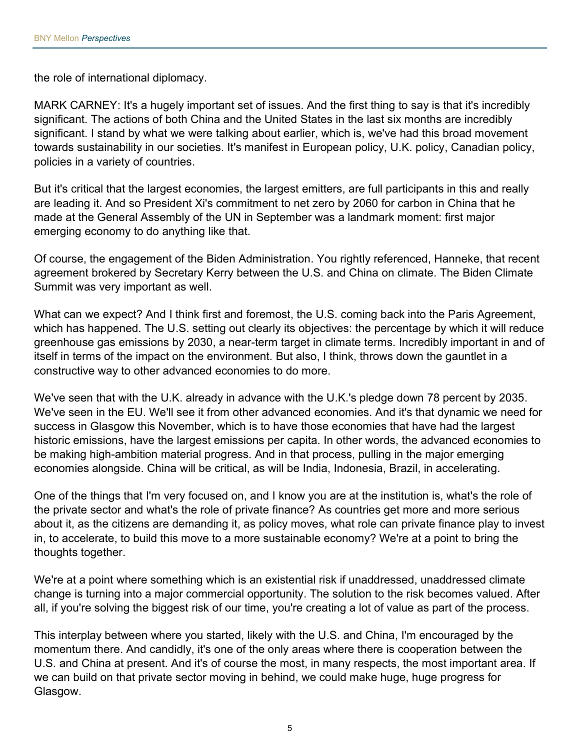the role of international diplomacy.

MARK CARNEY: It's a hugely important set of issues. And the first thing to say is that it's incredibly significant. The actions of both China and the United States in the last six months are incredibly significant. I stand by what we were talking about earlier, which is, we've had this broad movement towards sustainability in our societies. It's manifest in European policy, U.K. policy, Canadian policy, policies in a variety of countries.

But it's critical that the largest economies, the largest emitters, are full participants in this and really are leading it. And so President Xi's commitment to net zero by 2060 for carbon in China that he made at the General Assembly of the UN in September was a landmark moment: first major emerging economy to do anything like that.

Of course, the engagement of the Biden Administration. You rightly referenced, Hanneke, that recent agreement brokered by Secretary Kerry between the U.S. and China on climate. The Biden Climate Summit was very important as well.

What can we expect? And I think first and foremost, the U.S. coming back into the Paris Agreement, which has happened. The U.S. setting out clearly its objectives: the percentage by which it will reduce greenhouse gas emissions by 2030, a near-term target in climate terms. Incredibly important in and of itself in terms of the impact on the environment. But also, I think, throws down the gauntlet in a constructive way to other advanced economies to do more.

We've seen that with the U.K. already in advance with the U.K.'s pledge down 78 percent by 2035. We've seen in the EU. We'll see it from other advanced economies. And it's that dynamic we need for success in Glasgow this November, which is to have those economies that have had the largest historic emissions, have the largest emissions per capita. In other words, the advanced economies to be making high-ambition material progress. And in that process, pulling in the major emerging economies alongside. China will be critical, as will be India, Indonesia, Brazil, in accelerating.

One of the things that I'm very focused on, and I know you are at the institution is, what's the role of the private sector and what's the role of private finance? As countries get more and more serious about it, as the citizens are demanding it, as policy moves, what role can private finance play to invest in, to accelerate, to build this move to a more sustainable economy? We're at a point to bring the thoughts together.

We're at a point where something which is an existential risk if unaddressed, unaddressed climate change is turning into a major commercial opportunity. The solution to the risk becomes valued. After all, if you're solving the biggest risk of our time, you're creating a lot of value as part of the process.

This interplay between where you started, likely with the U.S. and China, I'm encouraged by the momentum there. And candidly, it's one of the only areas where there is cooperation between the U.S. and China at present. And it's of course the most, in many respects, the most important area. If we can build on that private sector moving in behind, we could make huge, huge progress for Glasgow.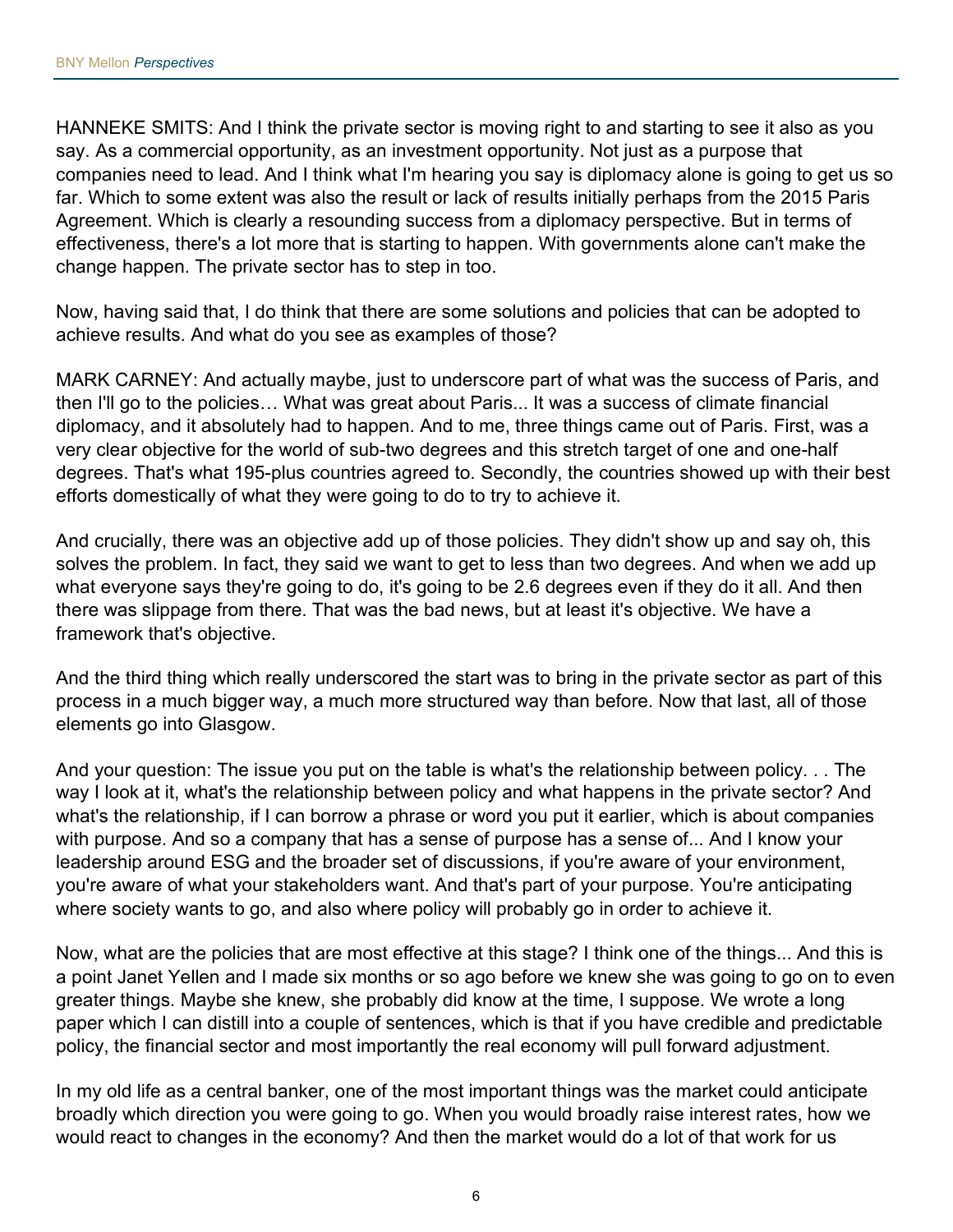HANNEKE SMITS: And I think the private sector is moving right to and starting to see it also as you say. As a commercial opportunity, as an investment opportunity. Not just as a purpose that companies need to lead. And I think what I'm hearing you say is diplomacy alone is going to get us so far. Which to some extent was also the result or lack of results initially perhaps from the 2015 Paris Agreement. Which is clearly a resounding success from a diplomacy perspective. But in terms of effectiveness, there's a lot more that is starting to happen. With governments alone can't make the change happen. The private sector has to step in too.

Now, having said that, I do think that there are some solutions and policies that can be adopted to achieve results. And what do you see as examples of those?

MARK CARNEY: And actually maybe, just to underscore part of what was the success of Paris, and then I'll go to the policies… What was great about Paris... It was a success of climate financial diplomacy, and it absolutely had to happen. And to me, three things came out of Paris. First, was a very clear objective for the world of sub-two degrees and this stretch target of one and one-half degrees. That's what 195-plus countries agreed to. Secondly, the countries showed up with their best efforts domestically of what they were going to do to try to achieve it.

And crucially, there was an objective add up of those policies. They didn't show up and say oh, this solves the problem. In fact, they said we want to get to less than two degrees. And when we add up what everyone says they're going to do, it's going to be 2.6 degrees even if they do it all. And then there was slippage from there. That was the bad news, but at least it's objective. We have a framework that's objective.

And the third thing which really underscored the start was to bring in the private sector as part of this process in a much bigger way, a much more structured way than before. Now that last, all of those elements go into Glasgow.

And your question: The issue you put on the table is what's the relationship between policy. . . The way I look at it, what's the relationship between policy and what happens in the private sector? And what's the relationship, if I can borrow a phrase or word you put it earlier, which is about companies with purpose. And so a company that has a sense of purpose has a sense of... And I know your leadership around ESG and the broader set of discussions, if you're aware of your environment, you're aware of what your stakeholders want. And that's part of your purpose. You're anticipating where society wants to go, and also where policy will probably go in order to achieve it.

Now, what are the policies that are most effective at this stage? I think one of the things... And this is a point Janet Yellen and I made six months or so ago before we knew she was going to go on to even greater things. Maybe she knew, she probably did know at the time, I suppose. We wrote a long paper which I can distill into a couple of sentences, which is that if you have credible and predictable policy, the financial sector and most importantly the real economy will pull forward adjustment.

In my old life as a central banker, one of the most important things was the market could anticipate broadly which direction you were going to go. When you would broadly raise interest rates, how we would react to changes in the economy? And then the market would do a lot of that work for us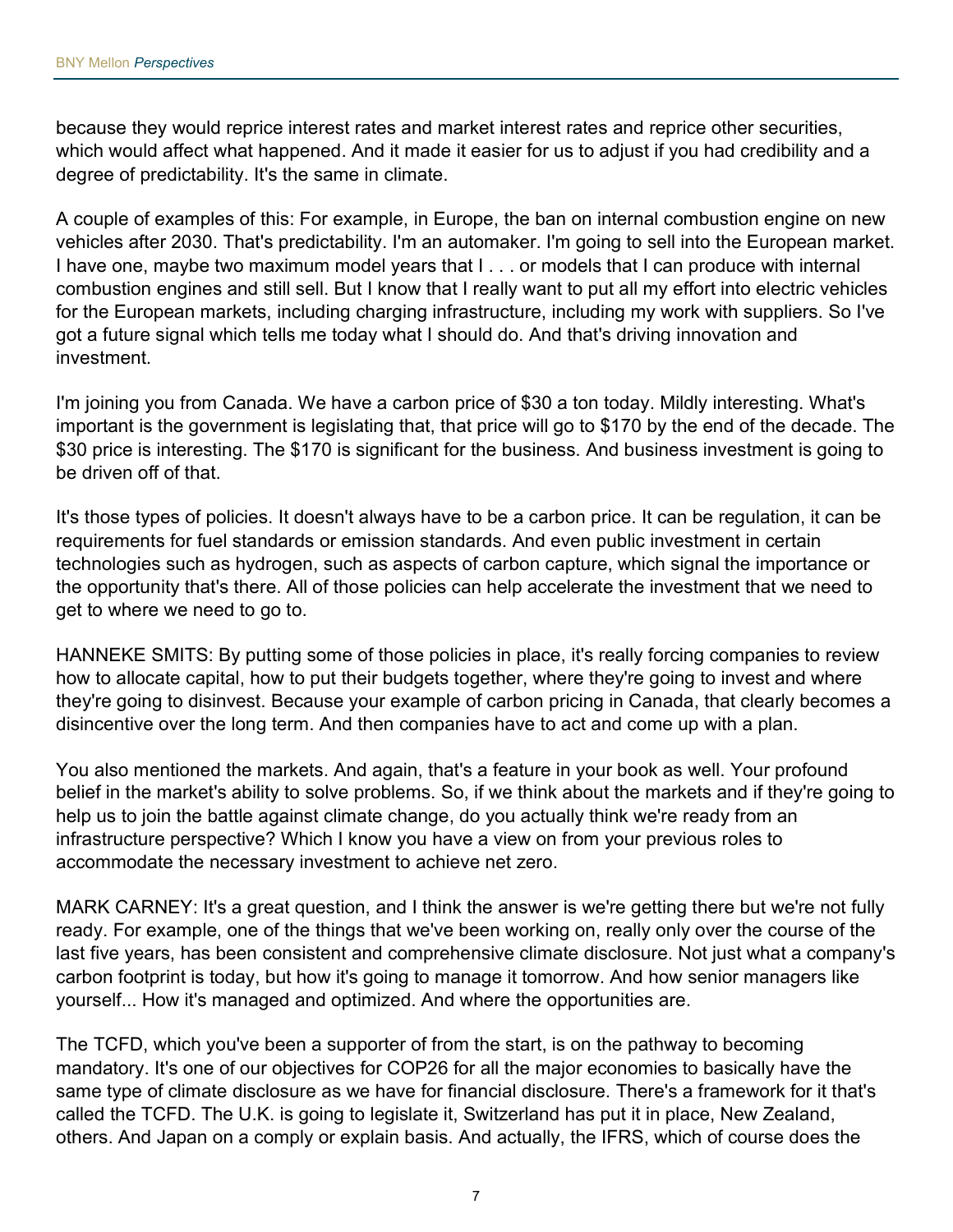because they would reprice interest rates and market interest rates and reprice other securities, which would affect what happened. And it made it easier for us to adjust if you had credibility and a degree of predictability. It's the same in climate.

A couple of examples of this: For example, in Europe, the ban on internal combustion engine on new vehicles after 2030. That's predictability. I'm an automaker. I'm going to sell into the European market. I have one, maybe two maximum model years that I . . . or models that I can produce with internal combustion engines and still sell. But I know that I really want to put all my effort into electric vehicles for the European markets, including charging infrastructure, including my work with suppliers. So I've got a future signal which tells me today what I should do. And that's driving innovation and investment.

I'm joining you from Canada. We have a carbon price of $30 a ton today. Mildly interesting. What's important is the government is legislating that, that price will go to $170 by the end of the decade. The $30 price is interesting. The $170 is significant for the business. And business investment is going to be driven off of that.

It's those types of policies. It doesn't always have to be a carbon price. It can be regulation, it can be requirements for fuel standards or emission standards. And even public investment in certain technologies such as hydrogen, such as aspects of carbon capture, which signal the importance or the opportunity that's there. All of those policies can help accelerate the investment that we need to get to where we need to go to.

HANNEKE SMITS: By putting some of those policies in place, it's really forcing companies to review how to allocate capital, how to put their budgets together, where they're going to invest and where they're going to disinvest. Because your example of carbon pricing in Canada, that clearly becomes a disincentive over the long term. And then companies have to act and come up with a plan.

You also mentioned the markets. And again, that's a feature in your book as well. Your profound belief in the market's ability to solve problems. So, if we think about the markets and if they're going to help us to join the battle against climate change, do you actually think we're ready from an infrastructure perspective? Which I know you have a view on from your previous roles to accommodate the necessary investment to achieve net zero.

MARK CARNEY: It's a great question, and I think the answer is we're getting there but we're not fully ready. For example, one of the things that we've been working on, really only over the course of the last five years, has been consistent and comprehensive climate disclosure. Not just what a company's carbon footprint is today, but how it's going to manage it tomorrow. And how senior managers like yourself... How it's managed and optimized. And where the opportunities are.

The TCFD, which you've been a supporter of from the start, is on the pathway to becoming mandatory. It's one of our objectives for COP26 for all the major economies to basically have the same type of climate disclosure as we have for financial disclosure. There's a framework for it that's called the TCFD. The U.K. is going to legislate it, Switzerland has put it in place, New Zealand, others. And Japan on a comply or explain basis. And actually, the IFRS, which of course does the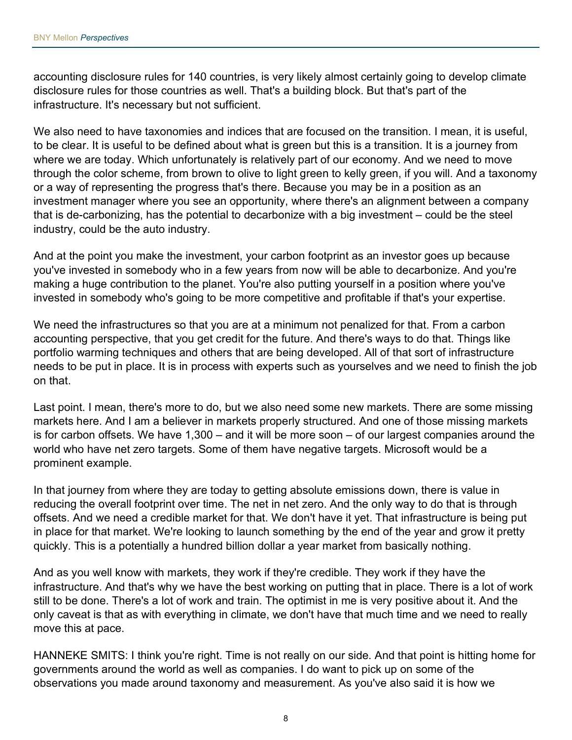accounting disclosure rules for 140 countries, is very likely almost certainly going to develop climate disclosure rules for those countries as well. That's a building block. But that's part of the infrastructure. It's necessary but not sufficient.

We also need to have taxonomies and indices that are focused on the transition. I mean, it is useful, to be clear. It is useful to be defined about what is green but this is a transition. It is a journey from where we are today. Which unfortunately is relatively part of our economy. And we need to move through the color scheme, from brown to olive to light green to kelly green, if you will. And a taxonomy or a way of representing the progress that's there. Because you may be in a position as an investment manager where you see an opportunity, where there's an alignment between a company that is de-carbonizing, has the potential to decarbonize with a big investment – could be the steel industry, could be the auto industry.

And at the point you make the investment, your carbon footprint as an investor goes up because you've invested in somebody who in a few years from now will be able to decarbonize. And you're making a huge contribution to the planet. You're also putting yourself in a position where you've invested in somebody who's going to be more competitive and profitable if that's your expertise.

We need the infrastructures so that you are at a minimum not penalized for that. From a carbon accounting perspective, that you get credit for the future. And there's ways to do that. Things like portfolio warming techniques and others that are being developed. All of that sort of infrastructure needs to be put in place. It is in process with experts such as yourselves and we need to finish the job on that.

Last point. I mean, there's more to do, but we also need some new markets. There are some missing markets here. And I am a believer in markets properly structured. And one of those missing markets is for carbon offsets. We have 1,300 – and it will be more soon – of our largest companies around the world who have net zero targets. Some of them have negative targets. Microsoft would be a prominent example.

In that journey from where they are today to getting absolute emissions down, there is value in reducing the overall footprint over time. The net in net zero. And the only way to do that is through offsets. And we need a credible market for that. We don't have it yet. That infrastructure is being put in place for that market. We're looking to launch something by the end of the year and grow it pretty quickly. This is a potentially a hundred billion dollar a year market from basically nothing.

And as you well know with markets, they work if they're credible. They work if they have the infrastructure. And that's why we have the best working on putting that in place. There is a lot of work still to be done. There's a lot of work and train. The optimist in me is very positive about it. And the only caveat is that as with everything in climate, we don't have that much time and we need to really move this at pace.

HANNEKE SMITS: I think you're right. Time is not really on our side. And that point is hitting home for governments around the world as well as companies. I do want to pick up on some of the observations you made around taxonomy and measurement. As you've also said it is how we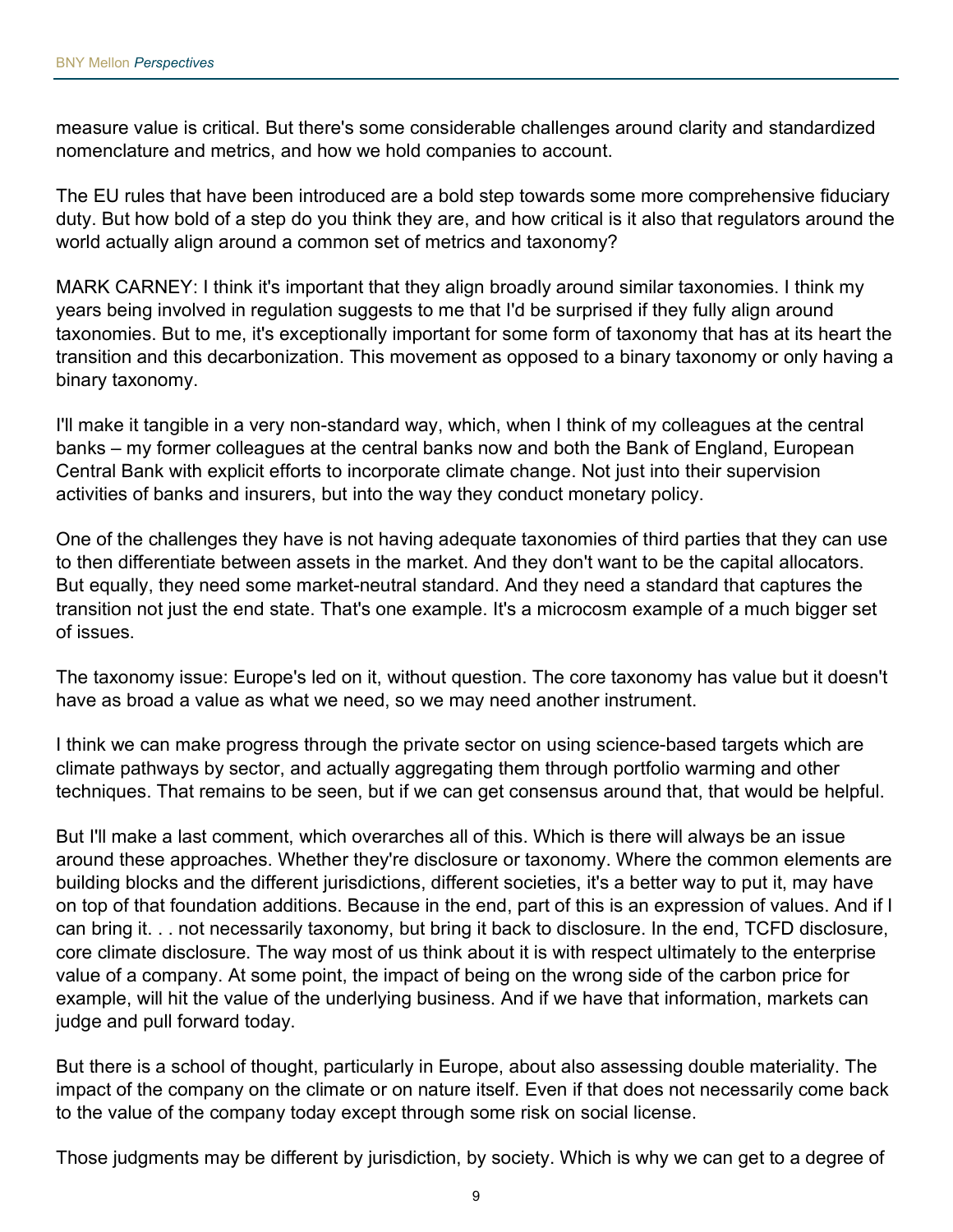measure value is critical. But there's some considerable challenges around clarity and standardized nomenclature and metrics, and how we hold companies to account.

The EU rules that have been introduced are a bold step towards some more comprehensive fiduciary duty. But how bold of a step do you think they are, and how critical is it also that regulators around the world actually align around a common set of metrics and taxonomy?

MARK CARNEY: I think it's important that they align broadly around similar taxonomies. I think my years being involved in regulation suggests to me that I'd be surprised if they fully align around taxonomies. But to me, it's exceptionally important for some form of taxonomy that has at its heart the transition and this decarbonization. This movement as opposed to a binary taxonomy or only having a binary taxonomy.

I'll make it tangible in a very non-standard way, which, when I think of my colleagues at the central banks – my former colleagues at the central banks now and both the Bank of England, European Central Bank with explicit efforts to incorporate climate change. Not just into their supervision activities of banks and insurers, but into the way they conduct monetary policy.

One of the challenges they have is not having adequate taxonomies of third parties that they can use to then differentiate between assets in the market. And they don't want to be the capital allocators. But equally, they need some market-neutral standard. And they need a standard that captures the transition not just the end state. That's one example. It's a microcosm example of a much bigger set of issues.

The taxonomy issue: Europe's led on it, without question. The core taxonomy has value but it doesn't have as broad a value as what we need, so we may need another instrument.

I think we can make progress through the private sector on using science-based targets which are climate pathways by sector, and actually aggregating them through portfolio warming and other techniques. That remains to be seen, but if we can get consensus around that, that would be helpful.

But I'll make a last comment, which overarches all of this. Which is there will always be an issue around these approaches. Whether they're disclosure or taxonomy. Where the common elements are building blocks and the different jurisdictions, different societies, it's a better way to put it, may have on top of that foundation additions. Because in the end, part of this is an expression of values. And if I can bring it. . . not necessarily taxonomy, but bring it back to disclosure. In the end, TCFD disclosure, core climate disclosure. The way most of us think about it is with respect ultimately to the enterprise value of a company. At some point, the impact of being on the wrong side of the carbon price for example, will hit the value of the underlying business. And if we have that information, markets can judge and pull forward today.

But there is a school of thought, particularly in Europe, about also assessing double materiality. The impact of the company on the climate or on nature itself. Even if that does not necessarily come back to the value of the company today except through some risk on social license.

Those judgments may be different by jurisdiction, by society. Which is why we can get to a degree of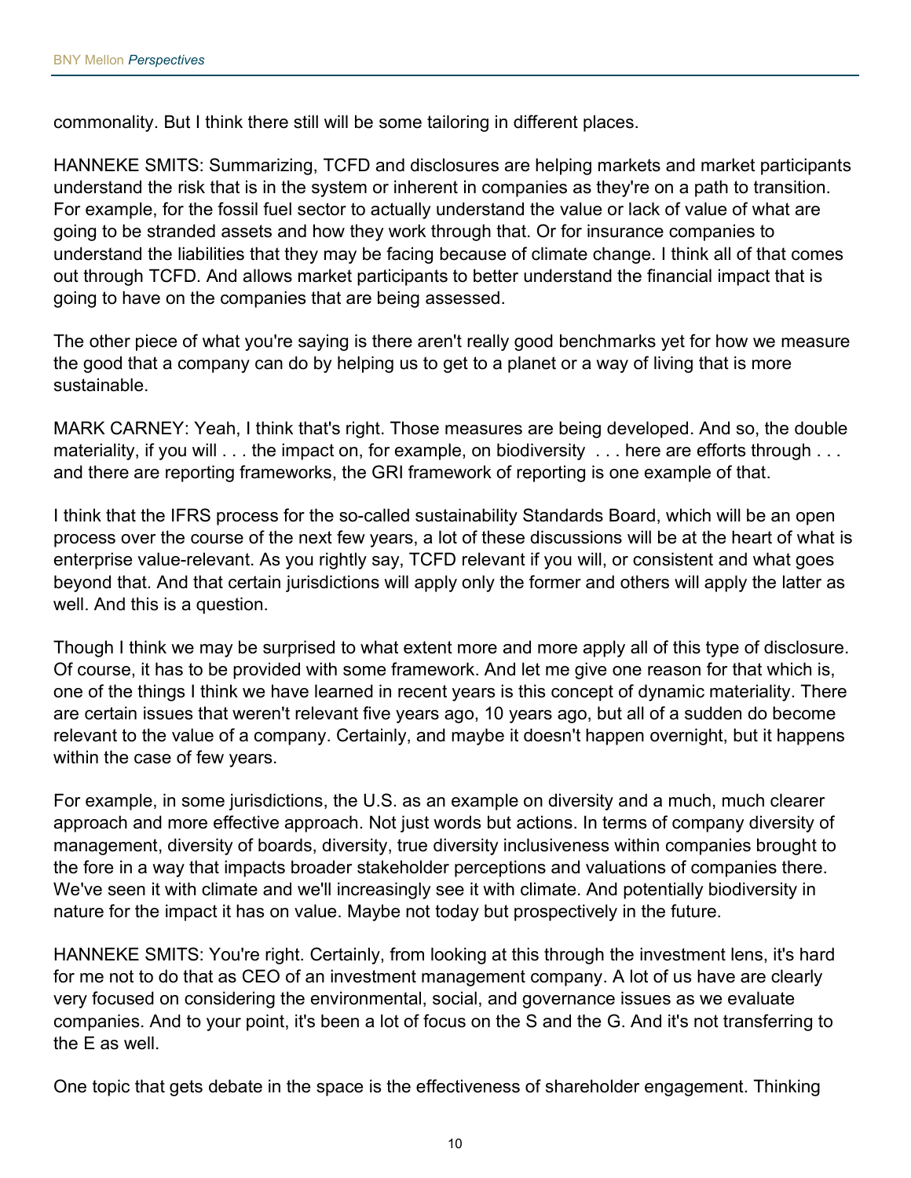commonality. But I think there still will be some tailoring in different places.

HANNEKE SMITS: Summarizing, TCFD and disclosures are helping markets and market participants understand the risk that is in the system or inherent in companies as they're on a path to transition. For example, for the fossil fuel sector to actually understand the value or lack of value of what are going to be stranded assets and how they work through that. Or for insurance companies to understand the liabilities that they may be facing because of climate change. I think all of that comes out through TCFD. And allows market participants to better understand the financial impact that is going to have on the companies that are being assessed.

The other piece of what you're saying is there aren't really good benchmarks yet for how we measure the good that a company can do by helping us to get to a planet or a way of living that is more sustainable.

MARK CARNEY: Yeah, I think that's right. Those measures are being developed. And so, the double materiality, if you will . . . the impact on, for example, on biodiversity . . . here are efforts through . . . and there are reporting frameworks, the GRI framework of reporting is one example of that.

I think that the IFRS process for the so-called sustainability Standards Board, which will be an open process over the course of the next few years, a lot of these discussions will be at the heart of what is enterprise value-relevant. As you rightly say, TCFD relevant if you will, or consistent and what goes beyond that. And that certain jurisdictions will apply only the former and others will apply the latter as well. And this is a question.

Though I think we may be surprised to what extent more and more apply all of this type of disclosure. Of course, it has to be provided with some framework. And let me give one reason for that which is, one of the things I think we have learned in recent years is this concept of dynamic materiality. There are certain issues that weren't relevant five years ago, 10 years ago, but all of a sudden do become relevant to the value of a company. Certainly, and maybe it doesn't happen overnight, but it happens within the case of few years.

For example, in some jurisdictions, the U.S. as an example on diversity and a much, much clearer approach and more effective approach. Not just words but actions. In terms of company diversity of management, diversity of boards, diversity, true diversity inclusiveness within companies brought to the fore in a way that impacts broader stakeholder perceptions and valuations of companies there. We've seen it with climate and we'll increasingly see it with climate. And potentially biodiversity in nature for the impact it has on value. Maybe not today but prospectively in the future.

HANNEKE SMITS: You're right. Certainly, from looking at this through the investment lens, it's hard for me not to do that as CEO of an investment management company. A lot of us have are clearly very focused on considering the environmental, social, and governance issues as we evaluate companies. And to your point, it's been a lot of focus on the S and the G. And it's not transferring to the E as well.

One topic that gets debate in the space is the effectiveness of shareholder engagement. Thinking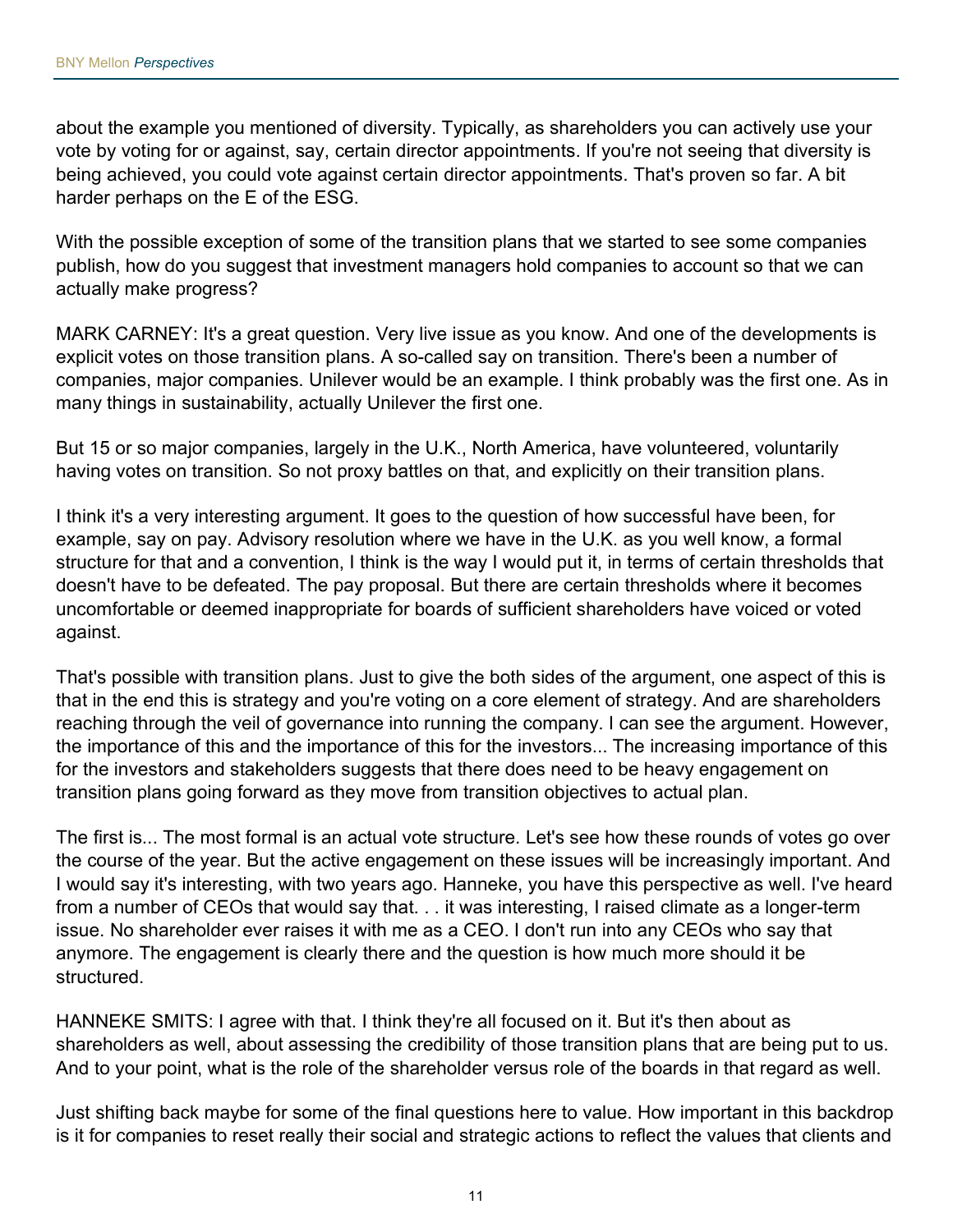about the example you mentioned of diversity. Typically, as shareholders you can actively use your vote by voting for or against, say, certain director appointments. If you're not seeing that diversity is being achieved, you could vote against certain director appointments. That's proven so far. A bit harder perhaps on the E of the ESG.

With the possible exception of some of the transition plans that we started to see some companies publish, how do you suggest that investment managers hold companies to account so that we can actually make progress?

MARK CARNEY: It's a great question. Very live issue as you know. And one of the developments is explicit votes on those transition plans. A so-called say on transition. There's been a number of companies, major companies. Unilever would be an example. I think probably was the first one. As in many things in sustainability, actually Unilever the first one.

But 15 or so major companies, largely in the U.K., North America, have volunteered, voluntarily having votes on transition. So not proxy battles on that, and explicitly on their transition plans.

I think it's a very interesting argument. It goes to the question of how successful have been, for example, say on pay. Advisory resolution where we have in the U.K. as you well know, a formal structure for that and a convention, I think is the way I would put it, in terms of certain thresholds that doesn't have to be defeated. The pay proposal. But there are certain thresholds where it becomes uncomfortable or deemed inappropriate for boards of sufficient shareholders have voiced or voted against.

That's possible with transition plans. Just to give the both sides of the argument, one aspect of this is that in the end this is strategy and you're voting on a core element of strategy. And are shareholders reaching through the veil of governance into running the company. I can see the argument. However, the importance of this and the importance of this for the investors... The increasing importance of this for the investors and stakeholders suggests that there does need to be heavy engagement on transition plans going forward as they move from transition objectives to actual plan.

The first is... The most formal is an actual vote structure. Let's see how these rounds of votes go over the course of the year. But the active engagement on these issues will be increasingly important. And I would say it's interesting, with two years ago. Hanneke, you have this perspective as well. I've heard from a number of CEOs that would say that. . . it was interesting, I raised climate as a longer-term issue. No shareholder ever raises it with me as a CEO. I don't run into any CEOs who say that anymore. The engagement is clearly there and the question is how much more should it be structured.

HANNEKE SMITS: I agree with that. I think they're all focused on it. But it's then about as shareholders as well, about assessing the credibility of those transition plans that are being put to us. And to your point, what is the role of the shareholder versus role of the boards in that regard as well.

Just shifting back maybe for some of the final questions here to value. How important in this backdrop is it for companies to reset really their social and strategic actions to reflect the values that clients and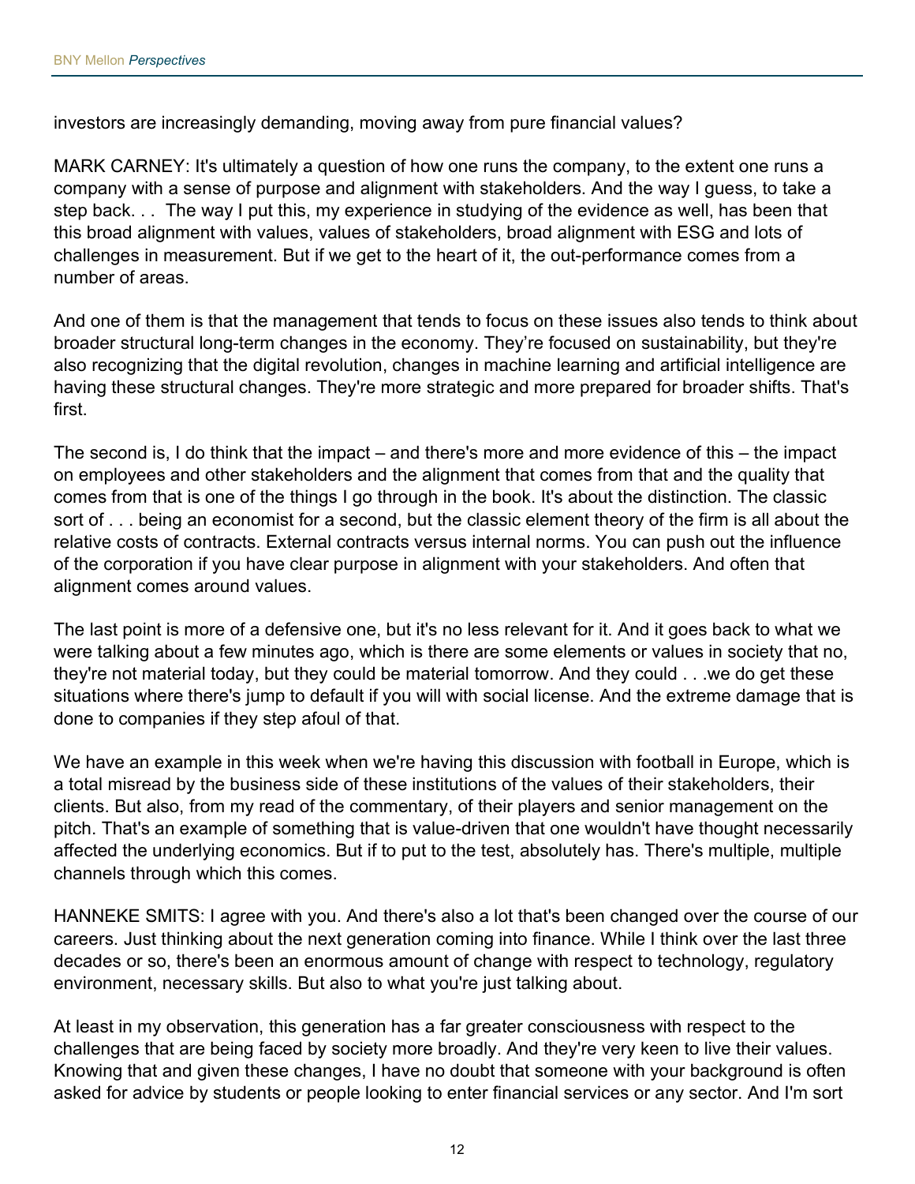investors are increasingly demanding, moving away from pure financial values?

MARK CARNEY: It's ultimately a question of how one runs the company, to the extent one runs a company with a sense of purpose and alignment with stakeholders. And the way I guess, to take a step back. . .  The way I put this, my experience in studying of the evidence as well, has been that this broad alignment with values, values of stakeholders, broad alignment with ESG and lots of challenges in measurement. But if we get to the heart of it, the out-performance comes from a number of areas.

And one of them is that the management that tends to focus on these issues also tends to think about broader structural long-term changes in the economy. They're focused on sustainability, but they're also recognizing that the digital revolution, changes in machine learning and artificial intelligence are having these structural changes. They're more strategic and more prepared for broader shifts. That's first.

The second is, I do think that the impact – and there's more and more evidence of this – the impact on employees and other stakeholders and the alignment that comes from that and the quality that comes from that is one of the things I go through in the book. It's about the distinction. The classic sort of . . . being an economist for a second, but the classic element theory of the firm is all about the relative costs of contracts. External contracts versus internal norms. You can push out the influence of the corporation if you have clear purpose in alignment with your stakeholders. And often that alignment comes around values.

The last point is more of a defensive one, but it's no less relevant for it. And it goes back to what we were talking about a few minutes ago, which is there are some elements or values in society that no, they're not material today, but they could be material tomorrow. And they could . . .we do get these situations where there's jump to default if you will with social license. And the extreme damage that is done to companies if they step afoul of that.

We have an example in this week when we're having this discussion with football in Europe, which is a total misread by the business side of these institutions of the values of their stakeholders, their clients. But also, from my read of the commentary, of their players and senior management on the pitch. That's an example of something that is value-driven that one wouldn't have thought necessarily affected the underlying economics. But if to put to the test, absolutely has. There's multiple, multiple channels through which this comes.

HANNEKE SMITS: I agree with you. And there's also a lot that's been changed over the course of our careers. Just thinking about the next generation coming into finance. While I think over the last three decades or so, there's been an enormous amount of change with respect to technology, regulatory environment, necessary skills. But also to what you're just talking about.

At least in my observation, this generation has a far greater consciousness with respect to the challenges that are being faced by society more broadly. And they're very keen to live their values. Knowing that and given these changes, I have no doubt that someone with your background is often asked for advice by students or people looking to enter financial services or any sector. And I'm sort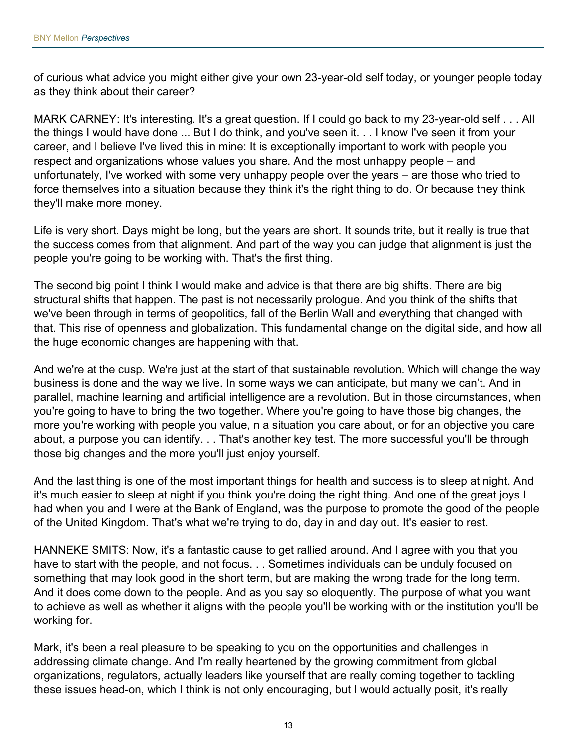of curious what advice you might either give your own 23-year-old self today, or younger people today as they think about their career?

MARK CARNEY: It's interesting. It's a great question. If I could go back to my 23-year-old self . . . All the things I would have done ... But I do think, and you've seen it. . . I know I've seen it from your career, and I believe I've lived this in mine: It is exceptionally important to work with people you respect and organizations whose values you share. And the most unhappy people – and unfortunately, I've worked with some very unhappy people over the years – are those who tried to force themselves into a situation because they think it's the right thing to do. Or because they think they'll make more money.

Life is very short. Days might be long, but the years are short. It sounds trite, but it really is true that the success comes from that alignment. And part of the way you can judge that alignment is just the people you're going to be working with. That's the first thing.

The second big point I think I would make and advice is that there are big shifts. There are big structural shifts that happen. The past is not necessarily prologue. And you think of the shifts that we've been through in terms of geopolitics, fall of the Berlin Wall and everything that changed with that. This rise of openness and globalization. This fundamental change on the digital side, and how all the huge economic changes are happening with that.

And we're at the cusp. We're just at the start of that sustainable revolution. Which will change the way business is done and the way we live. In some ways we can anticipate, but many we can't. And in parallel, machine learning and artificial intelligence are a revolution. But in those circumstances, when you're going to have to bring the two together. Where you're going to have those big changes, the more you're working with people you value, n a situation you care about, or for an objective you care about, a purpose you can identify. . . That's another key test. The more successful you'll be through those big changes and the more you'll just enjoy yourself.

And the last thing is one of the most important things for health and success is to sleep at night. And it's much easier to sleep at night if you think you're doing the right thing. And one of the great joys I had when you and I were at the Bank of England, was the purpose to promote the good of the people of the United Kingdom. That's what we're trying to do, day in and day out. It's easier to rest.

HANNEKE SMITS: Now, it's a fantastic cause to get rallied around. And I agree with you that you have to start with the people, and not focus. . . Sometimes individuals can be unduly focused on something that may look good in the short term, but are making the wrong trade for the long term. And it does come down to the people. And as you say so eloquently. The purpose of what you want to achieve as well as whether it aligns with the people you'll be working with or the institution you'll be working for.

Mark, it's been a real pleasure to be speaking to you on the opportunities and challenges in addressing climate change. And I'm really heartened by the growing commitment from global organizations, regulators, actually leaders like yourself that are really coming together to tackling these issues head-on, which I think is not only encouraging, but I would actually posit, it's really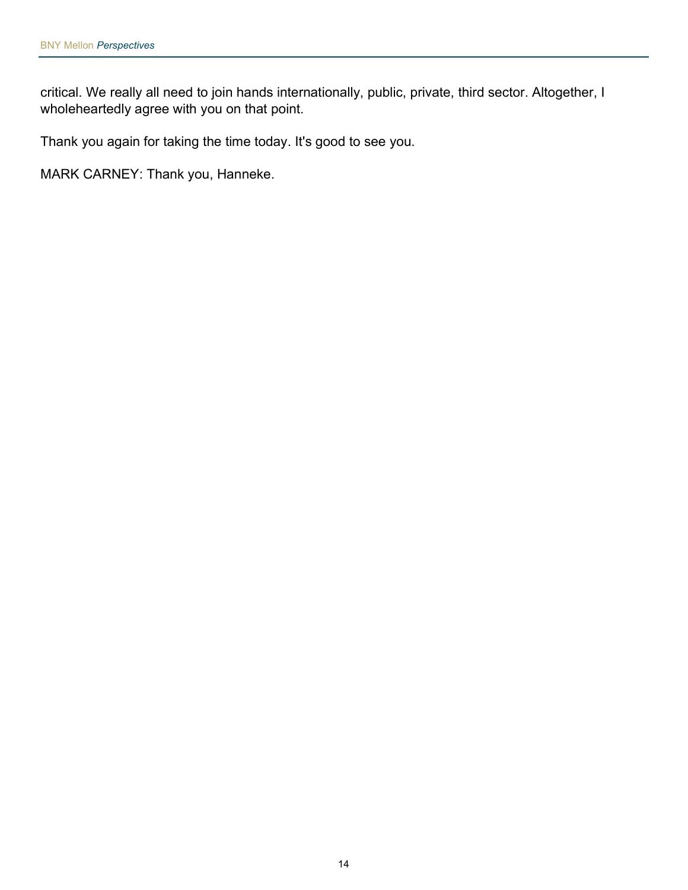critical. We really all need to join hands internationally, public, private, third sector. Altogether, I wholeheartedly agree with you on that point.

Thank you again for taking the time today. It's good to see you.

MARK CARNEY: Thank you, Hanneke.